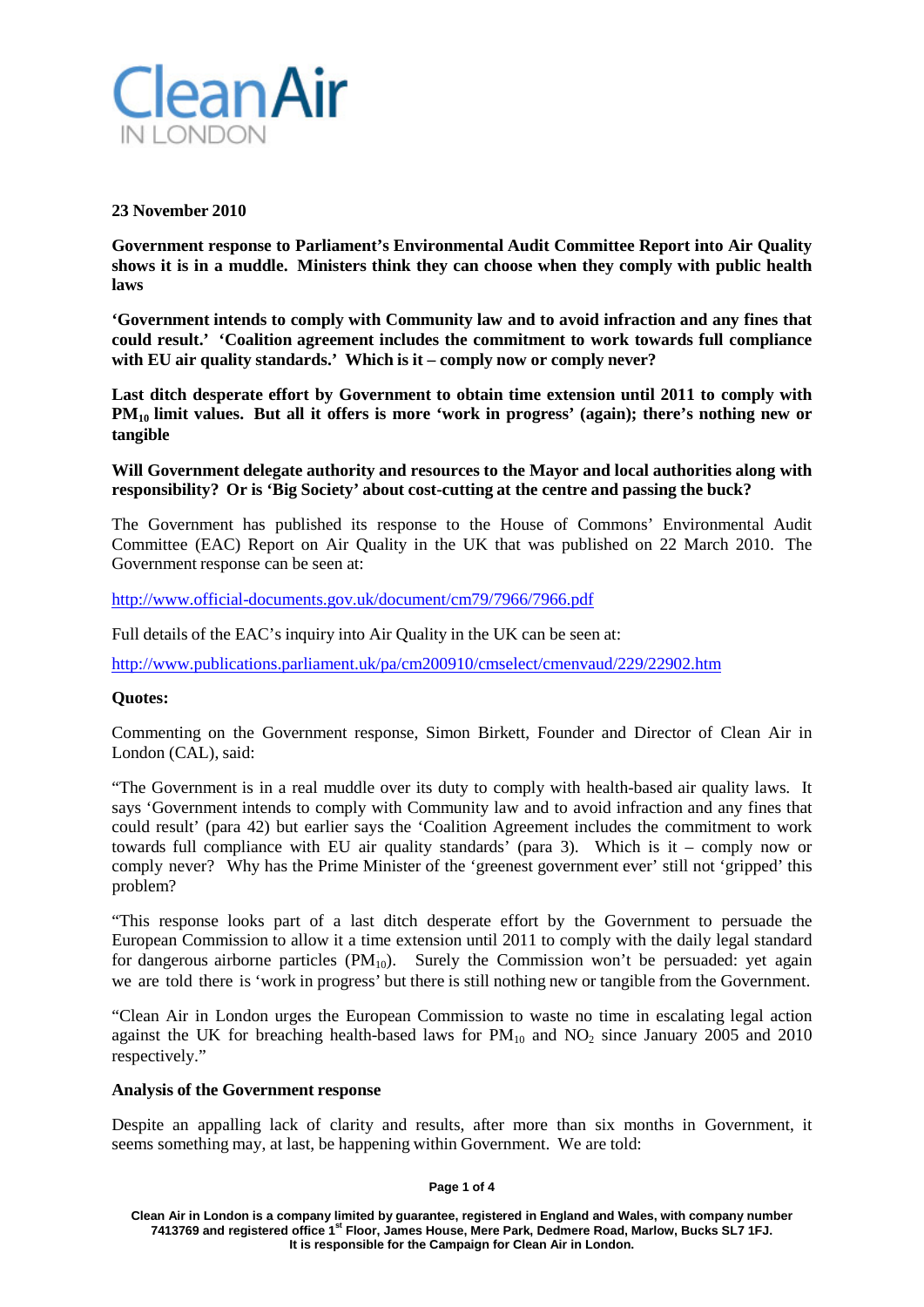# Clean Air IN LONDON

**23 November 2010**

**Government response to Parliament's Environmental Audit Committee Report into Air Quality shows it is in a muddle. Ministers think they can choose when they comply with public health laws**

**'Government intends to comply with Community law and to avoid infraction and any fines that could result.' 'Coalition agreement includes the commitment to work towards full compliance with EU air quality standards.' Which is it – comply now or comply never?**

**Last ditch desperate effort by Government to obtain time extension until 2011 to comply with $PM_{10}$ limit values. But all it offers is more 'work in progress' (again); there's nothing new or tangible**

**Will Government delegate authority and resources to the Mayor and local authorities along with responsibility? Or is 'Big Society' about cost-cutting at the centre and passing the buck?**

The Government has published its response to the House of Commons' Environmental Audit Committee (EAC) Report on Air Quality in the UK that was published on 22 March 2010. The Government response can be seen at:

http://www.official-documents.gov.uk/document/cm79/7966/7966.pdf

Full details of the EAC's inquiry into Air Quality in the UK can be seen at:

http://www.publications.parliament.uk/pa/cm200910/cmselect/cmenvaud/229/22902.htm

**Quotes:**

Commenting on the Government response, Simon Birkett, Founder and Director of Clean Air in London (CAL), said:

"The Government is in a real muddle over its duty to comply with health-based air quality laws. It says 'Government intends to comply with Community law and to avoid infraction and any fines that could result' (para 42) but earlier says the 'Coalition Agreement includes the commitment to work towards full compliance with EU air quality standards' (para 3). Which is it – comply now or comply never? Why has the Prime Minister of the 'greenest government ever' still not 'gripped' this problem?

"This response looks part of a last ditch desperate effort by the Government to persuade the European Commission to allow it a time extension until 2011 to comply with the daily legal standard for dangerous airborne particles ($PM_{10}$). Surely the Commission won't be persuaded: yet again we are told there is 'work in progress' but there is still nothing new or tangible from the Government.

"Clean Air in London urges the European Commission to waste no time in escalating legal action against the UK for breaching health-based laws for $PM_{10}$ and $NO_2$ since January 2005 and 2010 respectively."

**Analysis of the Government response**

Despite an appalling lack of clarity and results, after more than six months in Government, it seems something may, at last, be happening within Government. We are told:

Clean Air in London is a company limited by guarantee, registered in England and Wales, with company number 7413769 and registered office 1st Floor, James House, Mere Park, Dedmere Road, Marlow, Bucks SL7 1FJ. It is responsible for the Campaign for Clean Air in London.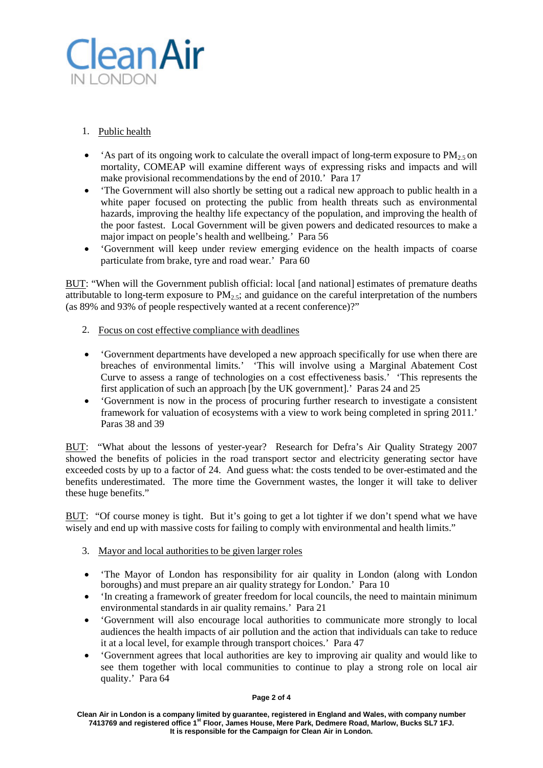1. Public health

- 'As part of its ongoing work to calculate the overall impact of long-term exposure to $PM_{2.5}$ on mortality, COMEAP will examine different ways of expressing risks and impacts and will make provisional recommendations by the end of 2010.' Para 17
- 'The Government will also shortly be setting out a radical new approach to public health in a white paper focused on protecting the public from health threats such as environmental hazards, improving the healthy life expectancy of the population, and improving the health of the poor fastest. Local Government will be given powers and dedicated resources to make a major impact on people's health and wellbeing.' Para 56
- 'Government will keep under review emerging evidence on the health impacts of coarse particulate from brake, tyre and road wear.' Para 60

BUT: "When will the Government publish official: local [and national] estimates of premature deaths attributable to long-term exposure to $PM_{2.5}$; and guidance on the careful interpretation of the numbers (as 89% and 93% of people respectively wanted at a recent conference)?"

2. Focus on cost effective compliance with deadlines

- 'Government departments have developed a new approach specifically for use when there are breaches of environmental limits.' 'This will involve using a Marginal Abatement Cost Curve to assess a range of technologies on a cost effectiveness basis.' 'This represents the first application of such an approach [by the UK government].' Paras 24 and 25
- 'Government is now in the process of procuring further research to investigate a consistent framework for valuation of ecosystems with a view to work being completed in spring 2011.' Paras 38 and 39

BUT: "What about the lessons of yester-year? Research for Defra's Air Quality Strategy 2007 showed the benefits of policies in the road transport sector and electricity generating sector have exceeded costs by up to a factor of 24. And guess what: the costs tended to be over-estimated and the benefits underestimated. The more time the Government wastes, the longer it will take to deliver these huge benefits."

BUT: "Of course money is tight. But it's going to get a lot tighter if we don't spend what we have wisely and end up with massive costs for failing to comply with environmental and health limits."

3. Mayor and local authorities to be given larger roles

- 'The Mayor of London has responsibility for air quality in London (along with London boroughs) and must prepare an air quality strategy for London.' Para 10
- 'In creating a framework of greater freedom for local councils, the need to maintain minimum environmental standards in air quality remains.' Para 21
- 'Government will also encourage local authorities to communicate more strongly to local audiences the health impacts of air pollution and the action that individuals can take to reduce it at a local level, for example through transport choices.' Para 47
- 'Government agrees that local authorities are key to improving air quality and would like to see them together with local communities to continue to play a strong role on local air quality.' Para 64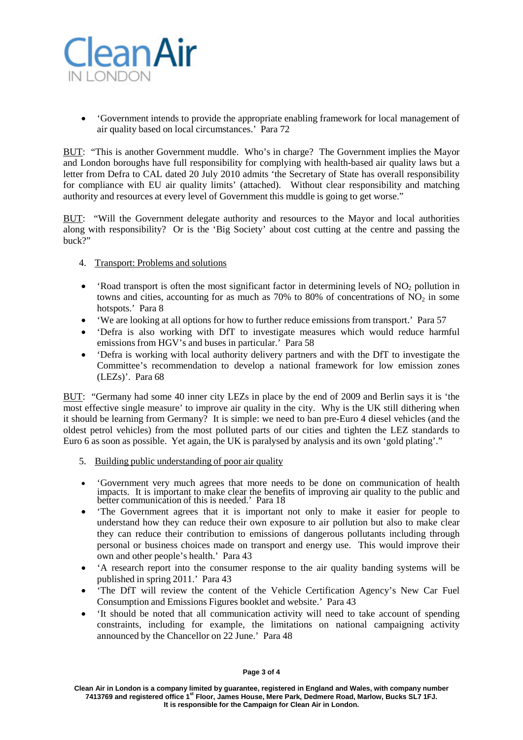- 'Government intends to provide the appropriate enabling framework for local management of air quality based on local circumstances.' Para 72

BUT: "This is another Government muddle. Who's in charge? The Government implies the Mayor and London boroughs have full responsibility for complying with health-based air quality laws but a letter from Defra to CAL dated 20 July 2010 admits 'the Secretary of State has overall responsibility for compliance with EU air quality limits' (attached). Without clear responsibility and matching authority and resources at every level of Government this muddle is going to get worse."

BUT: "Will the Government delegate authority and resources to the Mayor and local authorities along with responsibility? Or is the 'Big Society' about cost cutting at the centre and passing the buck?"

4. Transport: Problems and solutions

- 'Road transport is often the most significant factor in determining levels of $NO_2$ pollution in towns and cities, accounting for as much as 70% to 80% of concentrations of $NO_2$ in some hotspots.' Para 8
- 'We are looking at all options for how to further reduce emissions from transport.' Para 57
- 'Defra is also working with DfT to investigate measures which would reduce harmful emissions from HGV's and buses in particular.' Para 58
- 'Defra is working with local authority delivery partners and with the DfT to investigate the Committee's recommendation to develop a national framework for low emission zones (LEZs)'. Para 68

BUT: "Germany had some 40 inner city LEZs in place by the end of 2009 and Berlin says it is 'the most effective single measure' to improve air quality in the city. Why is the UK still dithering when it should be learning from Germany? It is simple: we need to ban pre-Euro 4 diesel vehicles (and the oldest petrol vehicles) from the most polluted parts of our cities and tighten the LEZ standards to Euro 6 as soon as possible. Yet again, the UK is paralysed by analysis and its own 'gold plating'."

5. Building public understanding of poor air quality

- 'Government very much agrees that more needs to be done on communication of health impacts. It is important to make clear the benefits of improving air quality to the public and better communication of this is needed.' Para 18
- 'The Government agrees that it is important not only to make it easier for people to understand how they can reduce their own exposure to air pollution but also to make clear they can reduce their contribution to emissions of dangerous pollutants including through personal or business choices made on transport and energy use. This would improve their own and other people's health.' Para 43
- 'A research report into the consumer response to the air quality banding systems will be published in spring 2011.' Para 43
- 'The DfT will review the content of the Vehicle Certification Agency's New Car Fuel Consumption and Emissions Figures booklet and website.' Para 43
- 'It should be noted that all communication activity will need to take account of spending constraints, including for example, the limitations on national campaigning activity announced by the Chancellor on 22 June.' Para 48

**Clean Air in London is a company limited by guarantee, registered in England and Wales, with company number 7413769 and registered office 1st Floor, James House, Mere Park, Dedmere Road, Marlow, Bucks SL7 1FJ. It is responsible for the Campaign for Clean Air in London.**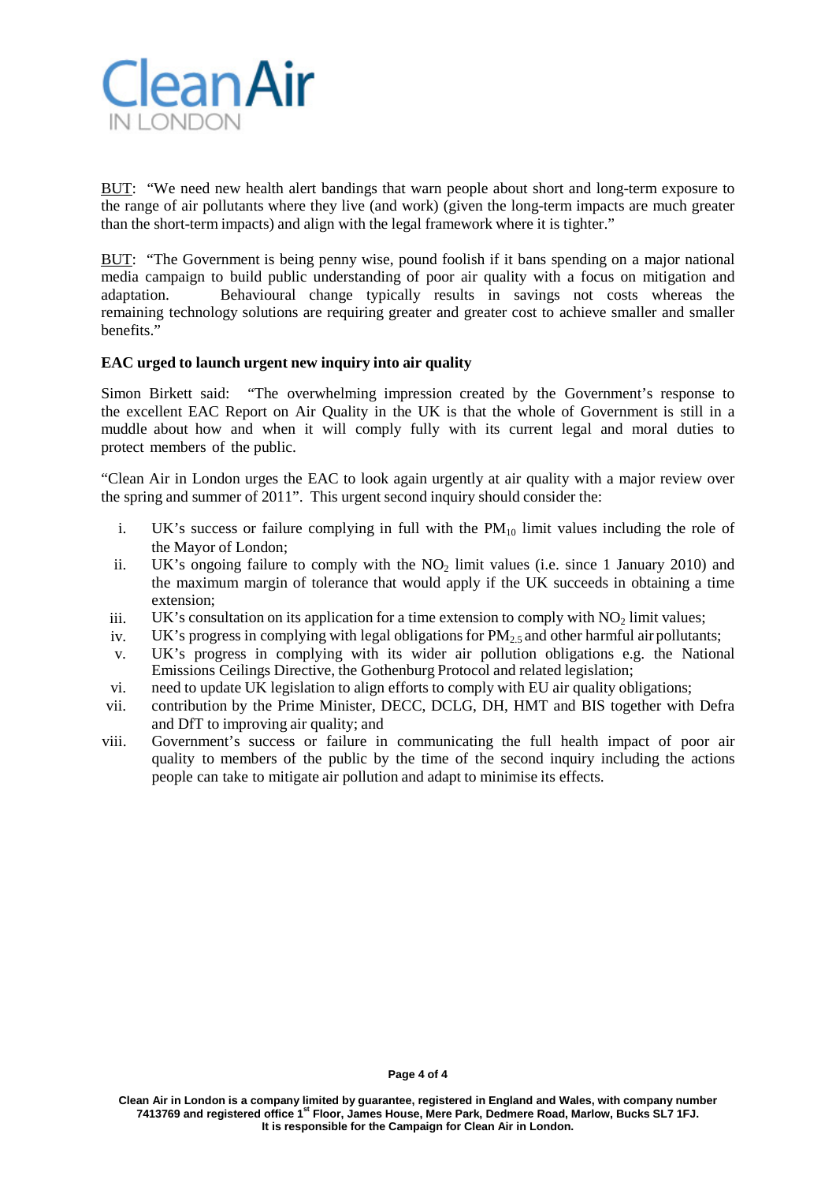BUT: "We need new health alert bandings that warn people about short and long-term exposure to the range of air pollutants where they live (and work) (given the long-term impacts are much greater than the short-term impacts) and align with the legal framework where it is tighter."

BUT: "The Government is being penny wise, pound foolish if it bans spending on a major national media campaign to build public understanding of poor air quality with a focus on mitigation and adaptation. Behavioural change typically results in savings not costs whereas the remaining technology solutions are requiring greater and greater cost to achieve smaller and smaller benefits."

**EAC urged to launch urgent new inquiry into air quality**

Simon Birkett said: "The overwhelming impression created by the Government's response to the excellent EAC Report on Air Quality in the UK is that the whole of Government is still in a muddle about how and when it will comply fully with its current legal and moral duties to protect members of the public.

"Clean Air in London urges the EAC to look again urgently at air quality with a major review over the spring and summer of 2011". This urgent second inquiry should consider the:

i. UK's success or failure complying in full with the $PM_{10}$ limit values including the role of the Mayor of London;
ii. UK's ongoing failure to comply with the $NO_2$ limit values (i.e. since 1 January 2010) and the maximum margin of tolerance that would apply if the UK succeeds in obtaining a time extension;
iii. UK's consultation on its application for a time extension to comply with $NO_2$ limit values;
iv. UK's progress in complying with legal obligations for $PM_{2.5}$ and other harmful air pollutants;
v. UK's progress in complying with its wider air pollution obligations e.g. the National Emissions Ceilings Directive, the Gothenburg Protocol and related legislation;
vi. need to update UK legislation to align efforts to comply with EU air quality obligations;
vii. contribution by the Prime Minister, DECC, DCLG, DH, HMT and BIS together with Defra and DfT to improving air quality; and
viii. Government's success or failure in communicating the full health impact of poor air quality to members of the public by the time of the second inquiry including the actions people can take to mitigate air pollution and adapt to minimise its effects.

**Clean Air in London is a company limited by guarantee, registered in England and Wales, with company number 7413769 and registered office 1st Floor, James House, Mere Park, Dedmere Road, Marlow, Bucks SL7 1FJ. It is responsible for the Campaign for Clean Air in London.**